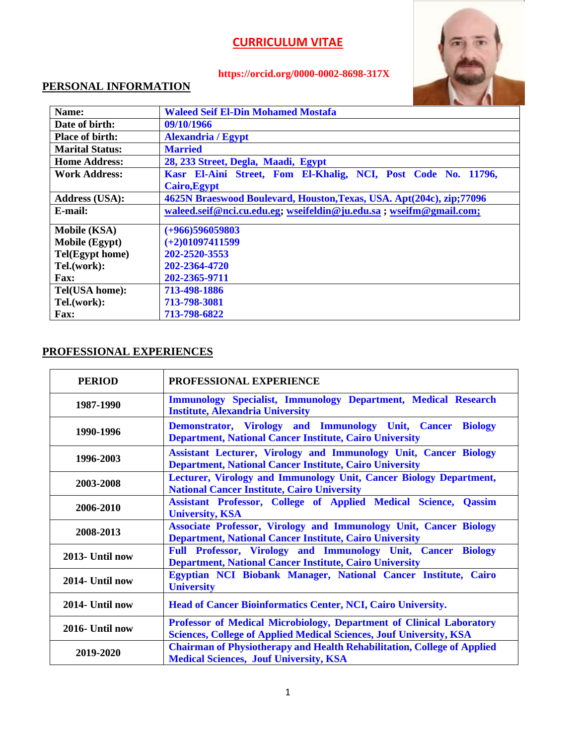# CURRICULUM VITAE

https://orcid.org/0000-0002-8698-317X

## PERSONAL INFORMATION

| | |
|---|---|
| **Name:** | Waleed Seif El-Din Mohamed Mostafa |
| **Date of birth:** | 09/10/1966 |
| **Place of birth:** | Alexandria / Egypt |
| **Marital Status:** | Married |
| **Home Address:** | 28, 233 Street, Degla, Maadi, Egypt |
| **Work Address:** | Kasr El-Aini Street, Fom El-Khalig, NCI, Post Code No. 11796, Cairo,Egypt |
| **Address (USA):** | 4625N Braeswood Boulevard, Houston,Texas, USA. Apt(204c), zip;77096 |
| **E-mail:** | waleed.seif@nci.cu.edu.eg; wseifeldin@ju.edu.sa ; wseifm@gmail.com; |
| **Mobile (KSA)**<br>**Mobile (Egypt)**<br>**Tel(Egypt home)**<br>**Tel.(work):**<br>**Fax:** | (+966)596059803<br>(+2)01097411599<br>202-2520-3553<br>202-2364-4720<br>202-2365-9711 |
| **Tel(USA home):**<br>**Tel.(work):**<br>**Fax:** | 713-498-1886<br>713-798-3081<br>713-798-6822 |

## PROFESSIONAL EXPERIENCES

| PERIOD | PROFESSIONAL EXPERIENCE |
|---|---|
| 1987-1990 | Immunology Specialist, Immunology Department, Medical Research Institute, Alexandria University |
| 1990-1996 | Demonstrator, Virology and Immunology Unit, Cancer Biology Department, National Cancer Institute, Cairo University |
| 1996-2003 | Assistant Lecturer, Virology and Immunology Unit, Cancer Biology Department, National Cancer Institute, Cairo University |
| 2003-2008 | Lecturer, Virology and Immunology Unit, Cancer Biology Department, National Cancer Institute, Cairo University |
| 2006-2010 | Assistant Professor, College of Applied Medical Science, Qassim University, KSA |
| 2008-2013 | Associate Professor, Virology and Immunology Unit, Cancer Biology Department, National Cancer Institute, Cairo University |
| 2013- Until now | Full Professor, Virology and Immunology Unit, Cancer Biology Department, National Cancer Institute, Cairo University |
| 2014- Until now | Egyptian NCI Biobank Manager, National Cancer Institute, Cairo University |
| 2014- Until now | Head of Cancer Bioinformatics Center, NCI, Cairo University. |
| 2016- Until now | Professor of Medical Microbiology, Department of Clinical Laboratory Sciences, College of Applied Medical Sciences, Jouf University, KSA |
| 2019-2020 | Chairman of Physiotherapy and Health Rehabilitation, College of Applied Medical Sciences, Jouf University, KSA |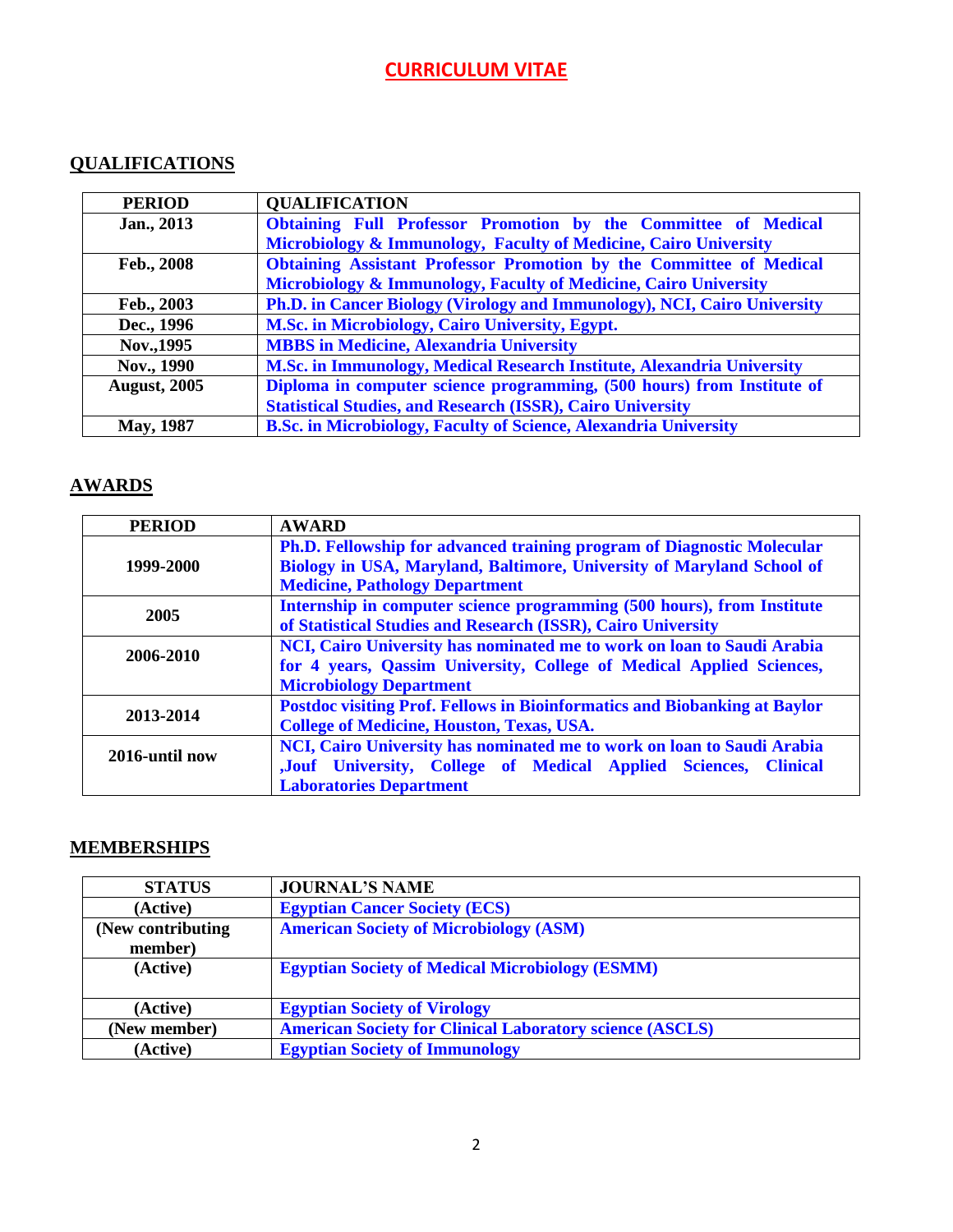# CURRICULUM VITAE

## QUALIFICATIONS

| PERIOD | QUALIFICATION |
|---|---|
| Jan., 2013 | Obtaining Full Professor Promotion by the Committee of Medical Microbiology & Immunology, Faculty of Medicine, Cairo University |
| Feb., 2008 | Obtaining Assistant Professor Promotion by the Committee of Medical Microbiology & Immunology, Faculty of Medicine, Cairo University |
| Feb., 2003 | Ph.D. in Cancer Biology (Virology and Immunology), NCI, Cairo University |
| Dec., 1996 | M.Sc. in Microbiology, Cairo University, Egypt. |
| Nov.,1995 | MBBS in Medicine, Alexandria University |
| Nov., 1990 | M.Sc. in Immunology, Medical Research Institute, Alexandria University |
| August, 2005 | Diploma in computer science programming, (500 hours) from Institute of Statistical Studies, and Research (ISSR), Cairo University |
| May, 1987 | B.Sc. in Microbiology, Faculty of Science, Alexandria University |

## AWARDS

| PERIOD | AWARD |
|---|---|
| 1999-2000 | Ph.D. Fellowship for advanced training program of Diagnostic Molecular Biology in USA, Maryland, Baltimore, University of Maryland School of Medicine, Pathology Department |
| 2005 | Internship in computer science programming (500 hours), from Institute of Statistical Studies and Research (ISSR), Cairo University |
| 2006-2010 | NCI, Cairo University has nominated me to work on loan to Saudi Arabia for 4 years, Qassim University, College of Medical Applied Sciences, Microbiology Department |
| 2013-2014 | Postdoc visiting Prof. Fellows in Bioinformatics and Biobanking at Baylor College of Medicine, Houston, Texas, USA. |
| 2016-until now | NCI, Cairo University has nominated me to work on loan to Saudi Arabia ,Jouf University, College of Medical Applied Sciences, Clinical Laboratories Department |

## MEMBERSHIPS

| STATUS | JOURNAL'S NAME |
|---|---|
| (Active) | Egyptian Cancer Society (ECS) |
| (New contributing member) | American Society of Microbiology (ASM) |
| (Active) | Egyptian Society of Medical Microbiology (ESMM) |
| (Active) | Egyptian Society of Virology |
| (New member) | American Society for Clinical Laboratory science (ASCLS) |
| (Active) | Egyptian Society of Immunology |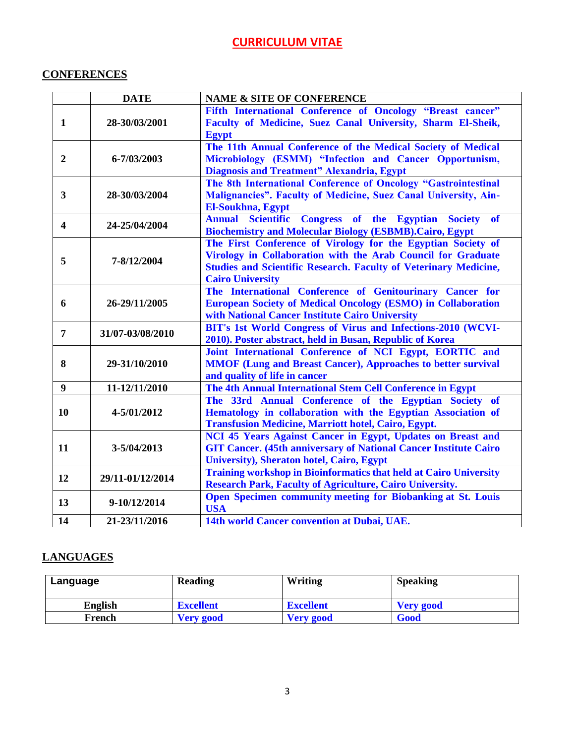# CURRICULUM VITAE

## CONFERENCES

| | DATE | NAME & SITE OF CONFERENCE |
|---|---|---|
| 1 | 28-30/03/2001 | Fifth International Conference of Oncology "Breast cancer" Faculty of Medicine, Suez Canal University, Sharm El-Sheik, Egypt |
| 2 | 6-7/03/2003 | The 11th Annual Conference of the Medical Society of Medical Microbiology (ESMM) "Infection and Cancer Opportunism, Diagnosis and Treatment" Alexandria, Egypt |
| 3 | 28-30/03/2004 | The 8th International Conference of Oncology "Gastrointestinal Malignancies". Faculty of Medicine, Suez Canal University, Ain-El-Soukhna, Egypt |
| 4 | 24-25/04/2004 | Annual Scientific Congress of the Egyptian Society of Biochemistry and Molecular Biology (ESBMB).Cairo, Egypt |
| 5 | 7-8/12/2004 | The First Conference of Virology for the Egyptian Society of Virology in Collaboration with the Arab Council for Graduate Studies and Scientific Research. Faculty of Veterinary Medicine, Cairo University |
| 6 | 26-29/11/2005 | The International Conference of Genitourinary Cancer for European Society of Medical Oncology (ESMO) in Collaboration with National Cancer Institute Cairo University |
| 7 | 31/07-03/08/2010 | BIT's 1st World Congress of Virus and Infections-2010 (WCVI-2010). Poster abstract, held in Busan, Republic of Korea |
| 8 | 29-31/10/2010 | Joint International Conference of NCI Egypt, EORTIC and MMOF (Lung and Breast Cancer), Approaches to better survival and quality of life in cancer |
| 9 | 11-12/11/2010 | The 4th Annual International Stem Cell Conference in Egypt |
| 10 | 4-5/01/2012 | The 33rd Annual Conference of the Egyptian Society of Hematology in collaboration with the Egyptian Association of Transfusion Medicine, Marriott hotel, Cairo, Egypt. |
| 11 | 3-5/04/2013 | NCI 45 Years Against Cancer in Egypt, Updates on Breast and GIT Cancer. (45th anniversary of National Cancer Institute Cairo University), Sheraton hotel, Cairo, Egypt |
| 12 | 29/11-01/12/2014 | Training workshop in Bioinformatics that held at Cairo University Research Park, Faculty of Agriculture, Cairo University. |
| 13 | 9-10/12/2014 | Open Specimen community meeting for Biobanking at St. Louis USA |
| 14 | 21-23/11/2016 | 14th world Cancer convention at Dubai, UAE. |

## LANGUAGES

| Language | Reading | Writing | Speaking |
|---|---|---|---|
| English | Excellent | Excellent | Very good |
| French | Very good | Very good | Good |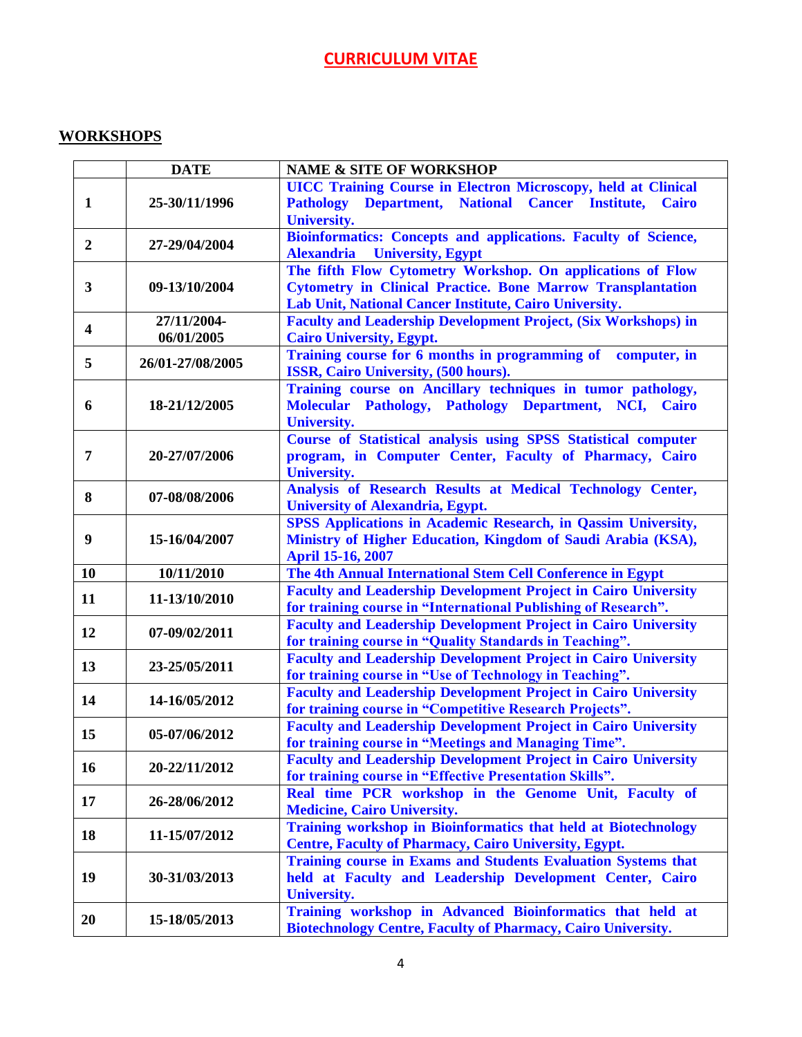# CURRICULUM VITAE

## WORKSHOPS

| | DATE | NAME & SITE OF WORKSHOP |
|---|---|---|
| 1 | 25-30/11/1996 | UICC Training Course in Electron Microscopy, held at Clinical Pathology Department, National Cancer Institute, Cairo University. |
| 2 | 27-29/04/2004 | Bioinformatics: Concepts and applications. Faculty of Science, Alexandria University, Egypt |
| 3 | 09-13/10/2004 | The fifth Flow Cytometry Workshop. On applications of Flow Cytometry in Clinical Practice. Bone Marrow Transplantation Lab Unit, National Cancer Institute, Cairo University. |
| 4 | 27/11/2004-06/01/2005 | Faculty and Leadership Development Project, (Six Workshops) in Cairo University, Egypt. |
| 5 | 26/01-27/08/2005 | Training course for 6 months in programming of computer, in ISSR, Cairo University, (500 hours). |
| 6 | 18-21/12/2005 | Training course on Ancillary techniques in tumor pathology, Molecular Pathology, Pathology Department, NCI, Cairo University. |
| 7 | 20-27/07/2006 | Course of Statistical analysis using SPSS Statistical computer program, in Computer Center, Faculty of Pharmacy, Cairo University. |
| 8 | 07-08/08/2006 | Analysis of Research Results at Medical Technology Center, University of Alexandria, Egypt. |
| 9 | 15-16/04/2007 | SPSS Applications in Academic Research, in Qassim University, Ministry of Higher Education, Kingdom of Saudi Arabia (KSA), April 15-16, 2007 |
| 10 | 10/11/2010 | The 4th Annual International Stem Cell Conference in Egypt |
| 11 | 11-13/10/2010 | Faculty and Leadership Development Project in Cairo University for training course in "International Publishing of Research". |
| 12 | 07-09/02/2011 | Faculty and Leadership Development Project in Cairo University for training course in "Quality Standards in Teaching". |
| 13 | 23-25/05/2011 | Faculty and Leadership Development Project in Cairo University for training course in "Use of Technology in Teaching". |
| 14 | 14-16/05/2012 | Faculty and Leadership Development Project in Cairo University for training course in "Competitive Research Projects". |
| 15 | 05-07/06/2012 | Faculty and Leadership Development Project in Cairo University for training course in "Meetings and Managing Time". |
| 16 | 20-22/11/2012 | Faculty and Leadership Development Project in Cairo University for training course in "Effective Presentation Skills". |
| 17 | 26-28/06/2012 | Real time PCR workshop in the Genome Unit, Faculty of Medicine, Cairo University. |
| 18 | 11-15/07/2012 | Training workshop in Bioinformatics that held at Biotechnology Centre, Faculty of Pharmacy, Cairo University, Egypt. |
| 19 | 30-31/03/2013 | Training course in Exams and Students Evaluation Systems that held at Faculty and Leadership Development Center, Cairo University. |
| 20 | 15-18/05/2013 | Training workshop in Advanced Bioinformatics that held at Biotechnology Centre, Faculty of Pharmacy, Cairo University. |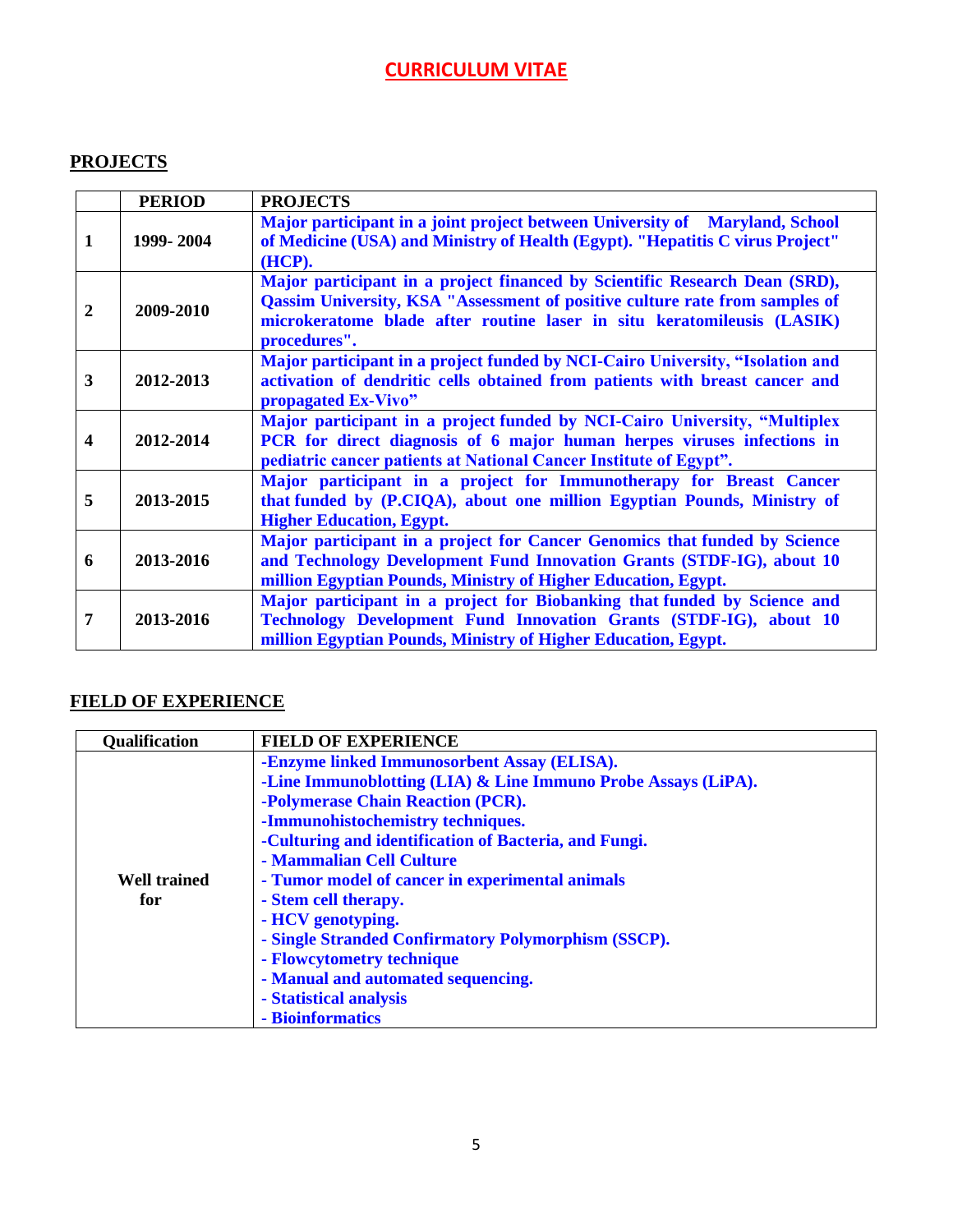# CURRICULUM VITAE

## PROJECTS

| | PERIOD | PROJECTS |
|---|---|---|
| 1 | 1999- 2004 | **Major participant in a joint project between University of Maryland, School of Medicine (USA) and Ministry of Health (Egypt). "Hepatitis C virus Project" (HCP).** |
| 2 | 2009-2010 | **Major participant in a project financed by Scientific Research Dean (SRD), Qassim University, KSA "Assessment of positive culture rate from samples of microkeratome blade after routine laser in situ keratomileusis (LASIK) procedures".** |
| 3 | 2012-2013 | **Major participant in a project funded by NCI-Cairo University, "Isolation and activation of dendritic cells obtained from patients with breast cancer and propagated Ex-Vivo"** |
| 4 | 2012-2014 | **Major participant in a project funded by NCI-Cairo University, "Multiplex PCR for direct diagnosis of 6 major human herpes viruses infections in pediatric cancer patients at National Cancer Institute of Egypt".** |
| 5 | 2013-2015 | **Major participant in a project for Immunotherapy for Breast Cancer that funded by (P.CIQA), about one million Egyptian Pounds, Ministry of Higher Education, Egypt.** |
| 6 | 2013-2016 | **Major participant in a project for Cancer Genomics that funded by Science and Technology Development Fund Innovation Grants (STDF-IG), about 10 million Egyptian Pounds, Ministry of Higher Education, Egypt.** |
| 7 | 2013-2016 | **Major participant in a project for Biobanking that funded by Science and Technology Development Fund Innovation Grants (STDF-IG), about 10 million Egyptian Pounds, Ministry of Higher Education, Egypt.** |

## FIELD OF EXPERIENCE

| Qualification | FIELD OF EXPERIENCE |
|---|---|
| Well trained for | **-Enzyme linked Immunosorbent Assay (ELISA).**<br>**-Line Immunoblotting (LIA) & Line Immuno Probe Assays (LiPA).**<br>**-Polymerase Chain Reaction (PCR).**<br>**-Immunohistochemistry techniques.**<br>**-Culturing and identification of Bacteria, and Fungi.**<br>**- Mammalian Cell Culture**<br>**- Tumor model of cancer in experimental animals**<br>**- Stem cell therapy.**<br>**- HCV genotyping.**<br>**- Single Stranded Confirmatory Polymorphism (SSCP).**<br>**- Flowcytometry technique**<br>**- Manual and automated sequencing.**<br>**- Statistical analysis**<br>**- Bioinformatics** |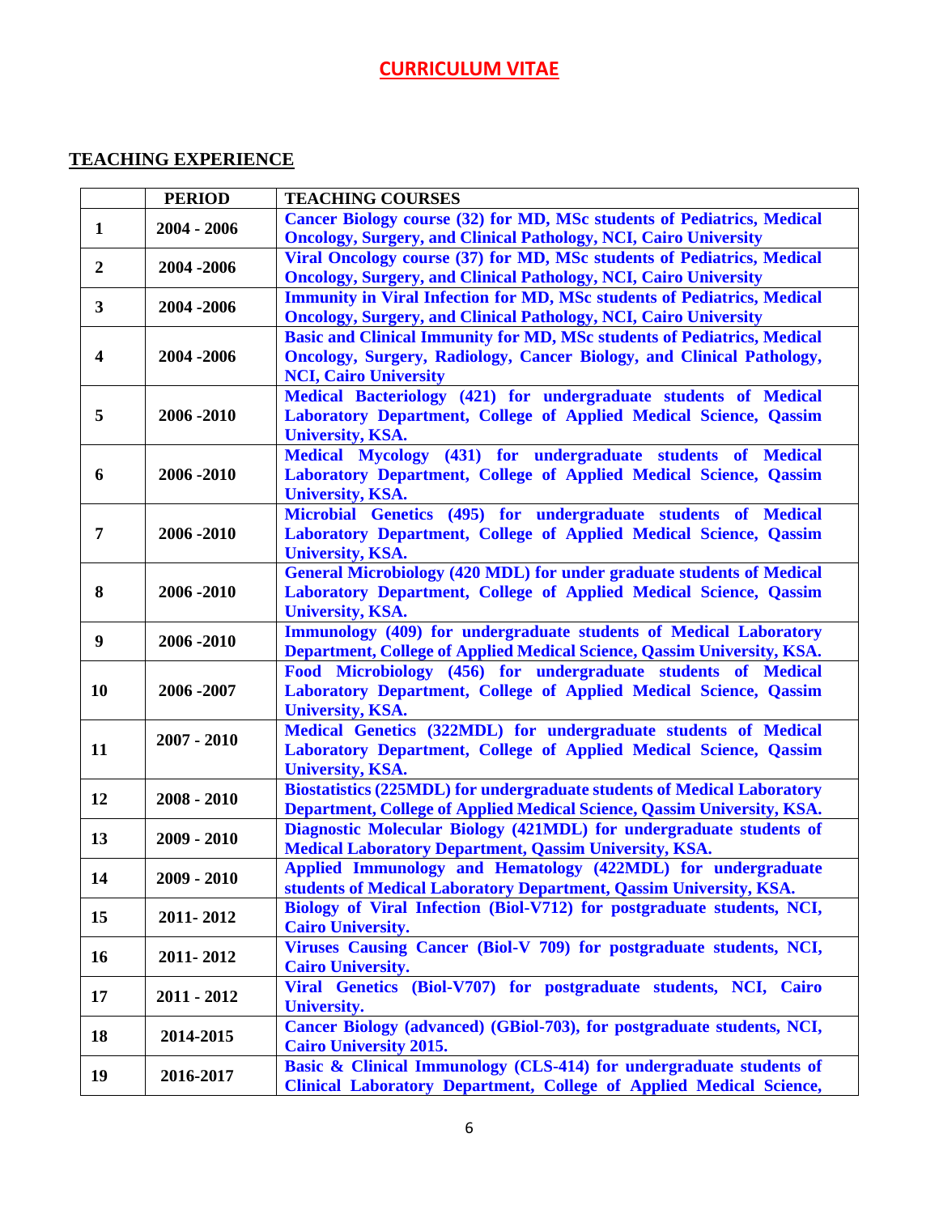# CURRICULUM VITAE

## TEACHING EXPERIENCE

| | PERIOD | TEACHING COURSES |
|---|---|---|
| 1 | 2004 - 2006 | Cancer Biology course (32) for MD, MSc students of Pediatrics, Medical Oncology, Surgery, and Clinical Pathology, NCI, Cairo University |
| 2 | 2004 -2006 | Viral Oncology course (37) for MD, MSc students of Pediatrics, Medical Oncology, Surgery, and Clinical Pathology, NCI, Cairo University |
| 3 | 2004 -2006 | Immunity in Viral Infection for MD, MSc students of Pediatrics, Medical Oncology, Surgery, and Clinical Pathology, NCI, Cairo University |
| 4 | 2004 -2006 | Basic and Clinical Immunity for MD, MSc students of Pediatrics, Medical Oncology, Surgery, Radiology, Cancer Biology, and Clinical Pathology, NCI, Cairo University |
| 5 | 2006 -2010 | Medical Bacteriology (421) for undergraduate students of Medical Laboratory Department, College of Applied Medical Science, Qassim University, KSA. |
| 6 | 2006 -2010 | Medical Mycology (431) for undergraduate students of Medical Laboratory Department, College of Applied Medical Science, Qassim University, KSA. |
| 7 | 2006 -2010 | Microbial Genetics (495) for undergraduate students of Medical Laboratory Department, College of Applied Medical Science, Qassim University, KSA. |
| 8 | 2006 -2010 | General Microbiology (420 MDL) for under graduate students of Medical Laboratory Department, College of Applied Medical Science, Qassim University, KSA. |
| 9 | 2006 -2010 | Immunology (409) for undergraduate students of Medical Laboratory Department, College of Applied Medical Science, Qassim University, KSA. |
| 10 | 2006 -2007 | Food Microbiology (456) for undergraduate students of Medical Laboratory Department, College of Applied Medical Science, Qassim University, KSA. |
| 11 | 2007 - 2010 | Medical Genetics (322MDL) for undergraduate students of Medical Laboratory Department, College of Applied Medical Science, Qassim University, KSA. |
| 12 | 2008 - 2010 | Biostatistics (225MDL) for undergraduate students of Medical Laboratory Department, College of Applied Medical Science, Qassim University, KSA. |
| 13 | 2009 - 2010 | Diagnostic Molecular Biology (421MDL) for undergraduate students of Medical Laboratory Department, Qassim University, KSA. |
| 14 | 2009 - 2010 | Applied Immunology and Hematology (422MDL) for undergraduate students of Medical Laboratory Department, Qassim University, KSA. |
| 15 | 2011- 2012 | Biology of Viral Infection (Biol-V712) for postgraduate students, NCI, Cairo University. |
| 16 | 2011- 2012 | Viruses Causing Cancer (Biol-V 709) for postgraduate students, NCI, Cairo University. |
| 17 | 2011 - 2012 | Viral Genetics (Biol-V707) for postgraduate students, NCI, Cairo University. |
| 18 | 2014-2015 | Cancer Biology (advanced) (GBiol-703), for postgraduate students, NCI, Cairo University 2015. |
| 19 | 2016-2017 | Basic & Clinical Immunology (CLS-414) for undergraduate students of Clinical Laboratory Department, College of Applied Medical Science, |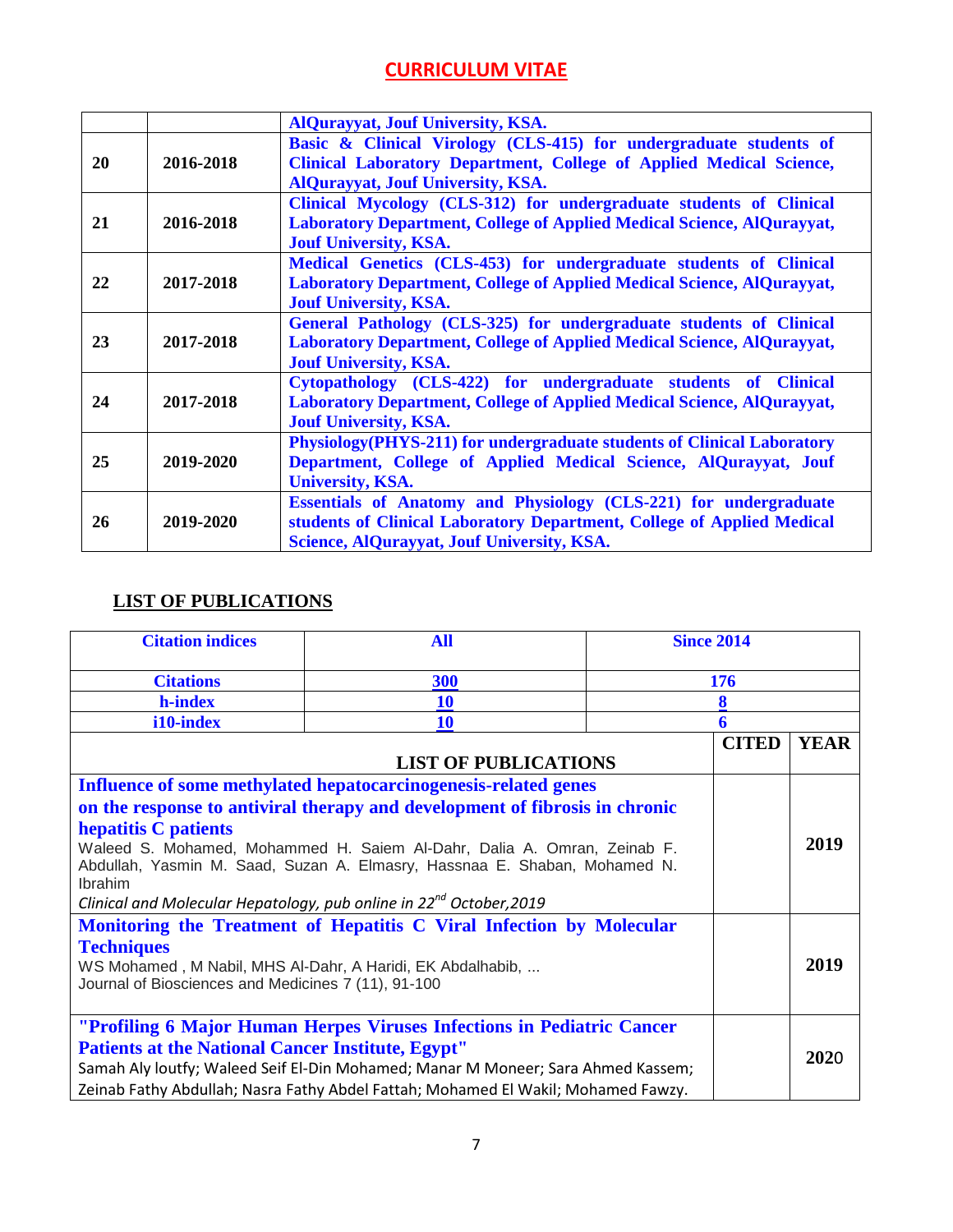## CURRICULUM VITAE

| | | |
|---|---|---|
| | | AlQurayyat, Jouf University, KSA. |
| 20 | 2016-2018 | Basic & Clinical Virology (CLS-415) for undergraduate students of Clinical Laboratory Department, College of Applied Medical Science, AlQurayyat, Jouf University, KSA. |
| 21 | 2016-2018 | Clinical Mycology (CLS-312) for undergraduate students of Clinical Laboratory Department, College of Applied Medical Science, AlQurayyat, Jouf University, KSA. |
| 22 | 2017-2018 | Medical Genetics (CLS-453) for undergraduate students of Clinical Laboratory Department, College of Applied Medical Science, AlQurayyat, Jouf University, KSA. |
| 23 | 2017-2018 | General Pathology (CLS-325) for undergraduate students of Clinical Laboratory Department, College of Applied Medical Science, AlQurayyat, Jouf University, KSA. |
| 24 | 2017-2018 | Cytopathology (CLS-422) for undergraduate students of Clinical Laboratory Department, College of Applied Medical Science, AlQurayyat, Jouf University, KSA. |
| 25 | 2019-2020 | Physiology(PHYS-211) for undergraduate students of Clinical Laboratory Department, College of Applied Medical Science, AlQurayyat, Jouf University, KSA. |
| 26 | 2019-2020 | Essentials of Anatomy and Physiology (CLS-221) for undergraduate students of Clinical Laboratory Department, College of Applied Medical Science, AlQurayyat, Jouf University, KSA. |

## LIST OF PUBLICATIONS

| Citation indices | All | Since 2014 |
|---|---|---|
| Citations | 300 | 176 |
| h-index | 10 | 8 |
| i10-index | 10 | 6 |

| LIST OF PUBLICATIONS | CITED | YEAR |
|---|---|---|
| **Influence of some methylated hepatocarcinogenesis-related genes on the response to antiviral therapy and development of fibrosis in chronic hepatitis C patients**<br>Waleed S. Mohamed, Mohammed H. Saiem Al-Dahr, Dalia A. Omran, Zeinab F. Abdullah, Yasmin M. Saad, Suzan A. Elmasry, Hassnaa E. Shaban, Mohamed N. Ibrahim<br>*Clinical and Molecular Hepatology, pub online in 22nd October,2019* | | 2019 |
| **Monitoring the Treatment of Hepatitis C Viral Infection by Molecular Techniques**<br>WS Mohamed , M Nabil, MHS Al-Dahr, A Haridi, EK Abdalhabib, ...<br>Journal of Biosciences and Medicines 7 (11), 91-100 | | 2019 |
| **"Profiling 6 Major Human Herpes Viruses Infections in Pediatric Cancer Patients at the National Cancer Institute, Egypt"**<br>Samah Aly loutfy; Waleed Seif El-Din Mohamed; Manar M Moneer; Sara Ahmed Kassem; Zeinab Fathy Abdullah; Nasra Fathy Abdel Fattah; Mohamed El Wakil; Mohamed Fawzy. | | 2020 |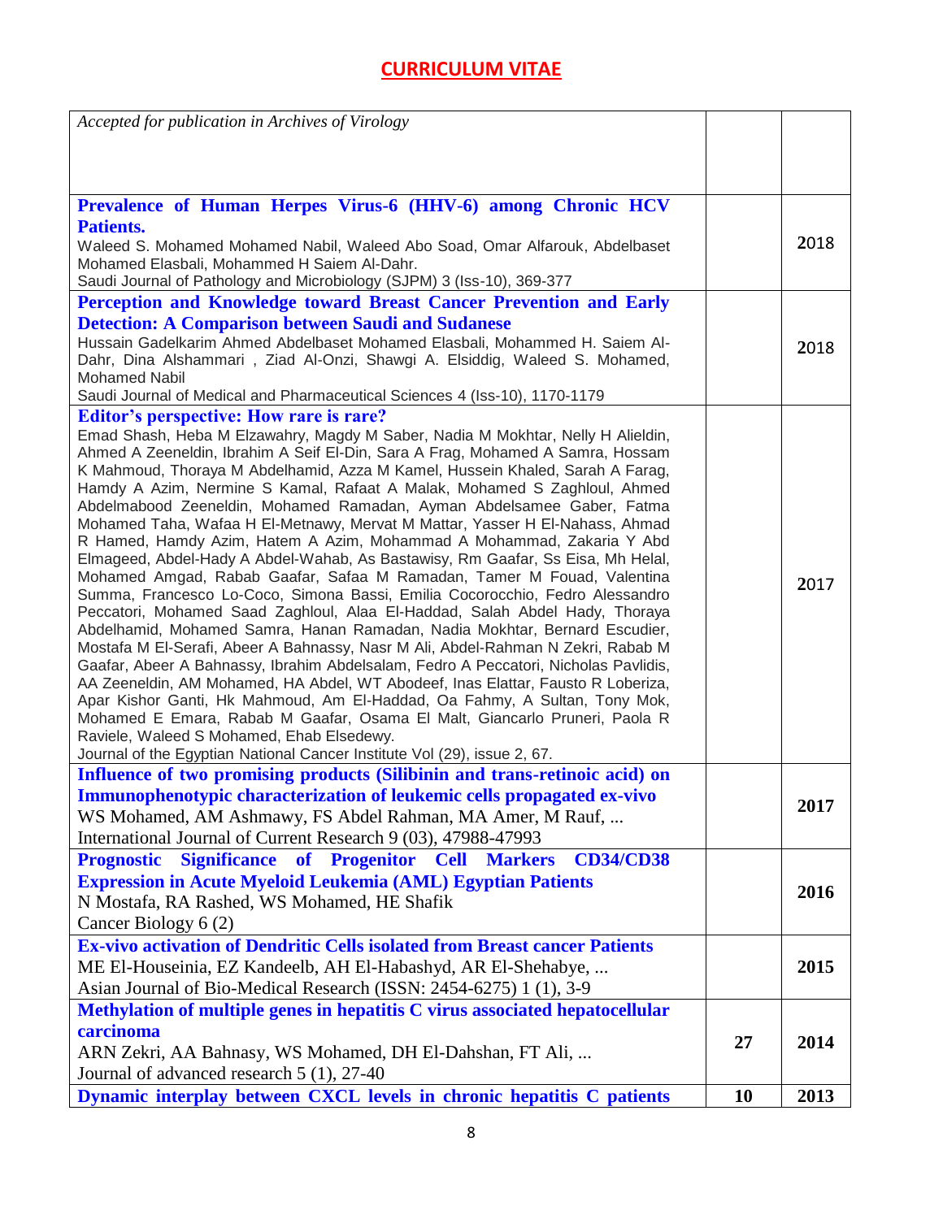## CURRICULUM VITAE

| | | |
|---|---|---|
| *Accepted for publication in Archives of Virology* | | |
| **Prevalence of Human Herpes Virus-6 (HHV-6) among Chronic HCV Patients.**<br>Waleed S. Mohamed Mohamed Nabil, Waleed Abo Soad, Omar Alfarouk, Abdelbaset Mohamed Elasbali, Mohammed H Saiem Al-Dahr.<br>Saudi Journal of Pathology and Microbiology (SJPM) 3 (Iss-10), 369-377 | | 2018 |
| **Perception and Knowledge toward Breast Cancer Prevention and Early Detection: A Comparison between Saudi and Sudanese**<br>Hussain Gadelkarim Ahmed Abdelbaset Mohamed Elasbali, Mohammed H. Saiem Al-Dahr, Dina Alshammari , Ziad Al-Onzi, Shawgi A. Elsiddig, Waleed S. Mohamed, Mohamed Nabil<br>Saudi Journal of Medical and Pharmaceutical Sciences 4 (Iss-10), 1170-1179 | | 2018 |
| **Editor's perspective: How rare is rare?**<br>Emad Shash, Heba M Elzawahry, Magdy M Saber, Nadia M Mokhtar, Nelly H Alieldin, Ahmed A Zeeneldin, Ibrahim A Seif El-Din, Sara A Frag, Mohamed A Samra, Hossam K Mahmoud, Thoraya M Abdelhamid, Azza M Kamel, Hussein Khaled, Sarah A Farag, Hamdy A Azim, Nermine S Kamal, Rafaat A Malak, Mohamed S Zaghloul, Ahmed Abdelmabood Zeeneldin, Mohamed Ramadan, Ayman Abdelsamee Gaber, Fatma Mohamed Taha, Wafaa H El-Metnawy, Mervat M Mattar, Yasser H El-Nahass, Ahmad R Hamed, Hamdy Azim, Hatem A Azim, Mohammad A Mohammad, Zakaria Y Abd Elmageed, Abdel-Hady A Abdel-Wahab, As Bastawisy, Rm Gaafar, Ss Eisa, Mh Helal, Mohamed Amgad, Rabab Gaafar, Safaa M Ramadan, Tamer M Fouad, Valentina Summa, Francesco Lo-Coco, Simona Bassi, Emilia Cocorocchio, Fedro Alessandro Peccatori, Mohamed Saad Zaghloul, Alaa El-Haddad, Salah Abdel Hady, Thoraya Abdelhamid, Mohamed Samra, Hanan Ramadan, Nadia Mokhtar, Bernard Escudier, Mostafa M El-Serafi, Abeer A Bahnassy, Nasr M Ali, Abdel-Rahman N Zekri, Rabab M Gaafar, Abeer A Bahnassy, Ibrahim Abdelsalam, Fedro A Peccatori, Nicholas Pavlidis, AA Zeeneldin, AM Mohamed, HA Abdel, WT Abodeef, Inas Elattar, Fausto R Loberiza, Apar Kishor Ganti, Hk Mahmoud, Am El-Haddad, Oa Fahmy, A Sultan, Tony Mok, Mohamed E Emara, Rabab M Gaafar, Osama El Malt, Giancarlo Pruneri, Paola R Raviele, Waleed S Mohamed, Ehab Elsedewy.<br>Journal of the Egyptian National Cancer Institute Vol (29), issue 2, 67. | | 2017 |
| **Influence of two promising products (Silibinin and trans-retinoic acid) on Immunophenotypic characterization of leukemic cells propagated ex-vivo**<br>WS Mohamed, AM Ashmawy, FS Abdel Rahman, MA Amer, M Rauf, ...<br>International Journal of Current Research 9 (03), 47988-47993 | | **2017** |
| **Prognostic Significance of Progenitor Cell Markers CD34/CD38 Expression in Acute Myeloid Leukemia (AML) Egyptian Patients**<br>N Mostafa, RA Rashed, WS Mohamed, HE Shafik<br>Cancer Biology 6 (2) | | **2016** |
| **Ex-vivo activation of Dendritic Cells isolated from Breast cancer Patients**<br>ME El-Houseinia, EZ Kandeelb, AH El-Habashyd, AR El-Shehabye, ...<br>Asian Journal of Bio-Medical Research (ISSN: 2454-6275) 1 (1), 3-9 | | **2015** |
| **Methylation of multiple genes in hepatitis C virus associated hepatocellular carcinoma**<br>ARN Zekri, AA Bahnasy, WS Mohamed, DH El-Dahshan, FT Ali, ...<br>Journal of advanced research 5 (1), 27-40 | **27** | **2014** |
| **Dynamic interplay between CXCL levels in chronic hepatitis C patients** | **10** | **2013** |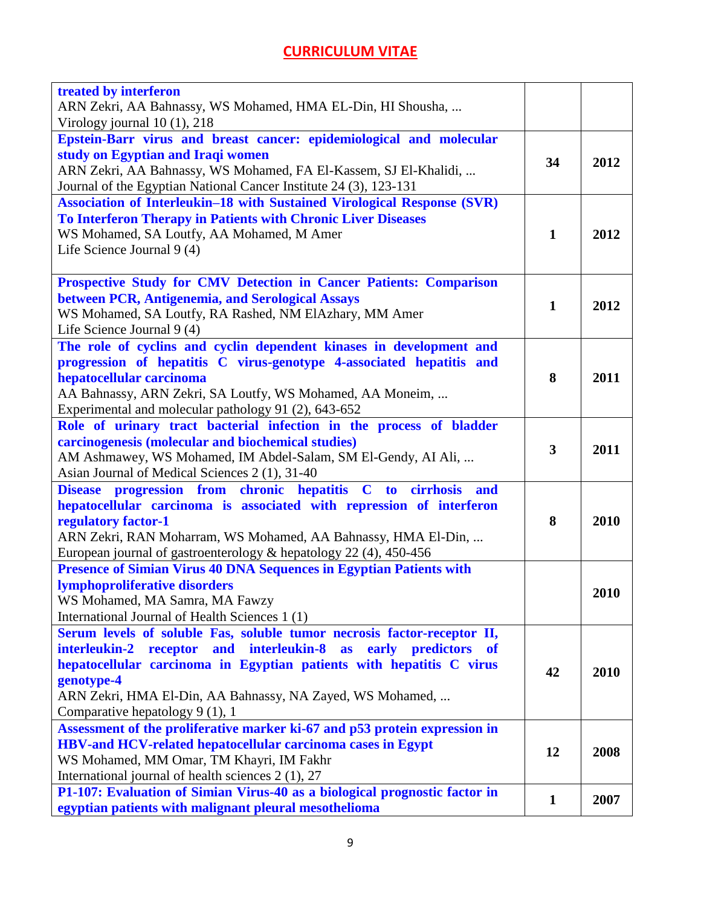## CURRICULUM VITAE

| | | |
|---|---|---|
| **treated by interferon**<br>ARN Zekri, AA Bahnassy, WS Mohamed, HMA EL-Din, HI Shousha, ...<br>Virology journal 10 (1), 218 | | |
| **Epstein-Barr virus and breast cancer: epidemiological and molecular study on Egyptian and Iraqi women**<br>ARN Zekri, AA Bahnassy, WS Mohamed, FA El-Kassem, SJ El-Khalidi, ...<br>Journal of the Egyptian National Cancer Institute 24 (3), 123-131 | **34** | **2012** |
| **Association of Interleukin–18 with Sustained Virological Response (SVR) To Interferon Therapy in Patients with Chronic Liver Diseases**<br>WS Mohamed, SA Loutfy, AA Mohamed, M Amer<br>Life Science Journal 9 (4) | **1** | **2012** |
| **Prospective Study for CMV Detection in Cancer Patients: Comparison between PCR, Antigenemia, and Serological Assays**<br>WS Mohamed, SA Loutfy, RA Rashed, NM ElAzhary, MM Amer<br>Life Science Journal 9 (4) | **1** | **2012** |
| **The role of cyclins and cyclin dependent kinases in development and progression of hepatitis C virus-genotype 4-associated hepatitis and hepatocellular carcinoma**<br>AA Bahnassy, ARN Zekri, SA Loutfy, WS Mohamed, AA Moneim, ...<br>Experimental and molecular pathology 91 (2), 643-652 | **8** | **2011** |
| **Role of urinary tract bacterial infection in the process of bladder carcinogenesis (molecular and biochemical studies)**<br>AM Ashmawey, WS Mohamed, IM Abdel-Salam, SM El-Gendy, AI Ali, ...<br>Asian Journal of Medical Sciences 2 (1), 31-40 | **3** | **2011** |
| **Disease progression from chronic hepatitis C to cirrhosis and hepatocellular carcinoma is associated with repression of interferon regulatory factor-1**<br>ARN Zekri, RAN Moharram, WS Mohamed, AA Bahnassy, HMA El-Din, ...<br>European journal of gastroenterology & hepatology 22 (4), 450-456 | **8** | **2010** |
| **Presence of Simian Virus 40 DNA Sequences in Egyptian Patients with lymphoproliferative disorders**<br>WS Mohamed, MA Samra, MA Fawzy<br>International Journal of Health Sciences 1 (1) | | **2010** |
| **Serum levels of soluble Fas, soluble tumor necrosis factor-receptor II, interleukin-2 receptor and interleukin-8 as early predictors of hepatocellular carcinoma in Egyptian patients with hepatitis C virus genotype-4**<br>ARN Zekri, HMA El-Din, AA Bahnassy, NA Zayed, WS Mohamed, ...<br>Comparative hepatology 9 (1), 1 | **42** | **2010** |
| **Assessment of the proliferative marker ki-67 and p53 protein expression in HBV-and HCV-related hepatocellular carcinoma cases in Egypt**<br>WS Mohamed, MM Omar, TM Khayri, IM Fakhr<br>International journal of health sciences 2 (1), 27 | **12** | **2008** |
| **P1-107: Evaluation of Simian Virus-40 as a biological prognostic factor in egyptian patients with malignant pleural mesothelioma** | **1** | **2007** |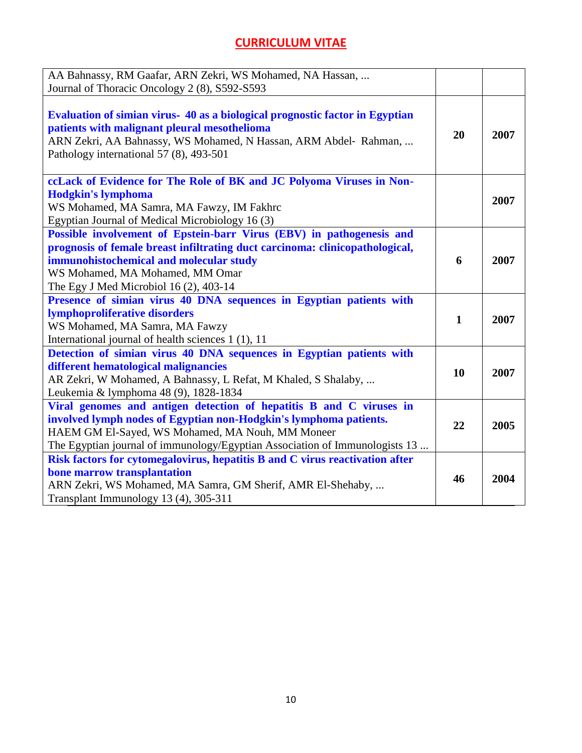## CURRICULUM VITAE

| | | |
|---|---|---|
| AA Bahnassy, RM Gaafar, ARN Zekri, WS Mohamed, NA Hassan, ...<br>Journal of Thoracic Oncology 2 (8), S592-S593 | | |
| **Evaluation of simian virus- 40 as a biological prognostic factor in Egyptian patients with malignant pleural mesothelioma**<br>ARN Zekri, AA Bahnassy, WS Mohamed, N Hassan, ARM Abdel- Rahman, ...<br>Pathology international 57 (8), 493-501 | **20** | **2007** |
| **ccLack of Evidence for The Role of BK and JC Polyoma Viruses in Non-Hodgkin's lymphoma**<br>WS Mohamed, MA Samra, MA Fawzy, IM Fakhrc<br>Egyptian Journal of Medical Microbiology 16 (3) | | **2007** |
| **Possible involvement of Epstein-barr Virus (EBV) in pathogenesis and prognosis of female breast infiltrating duct carcinoma: clinicopathological, immunohistochemical and molecular study**<br>WS Mohamed, MA Mohamed, MM Omar<br>The Egy J Med Microbiol 16 (2), 403-14 | **6** | **2007** |
| **Presence of simian virus 40 DNA sequences in Egyptian patients with lymphoproliferative disorders**<br>WS Mohamed, MA Samra, MA Fawzy<br>International journal of health sciences 1 (1), 11 | **1** | **2007** |
| **Detection of simian virus 40 DNA sequences in Egyptian patients with different hematological malignancies**<br>AR Zekri, W Mohamed, A Bahnassy, L Refat, M Khaled, S Shalaby, ...<br>Leukemia & lymphoma 48 (9), 1828-1834 | **10** | **2007** |
| **Viral genomes and antigen detection of hepatitis B and C viruses in involved lymph nodes of Egyptian non-Hodgkin's lymphoma patients.**<br>HAEM GM El-Sayed, WS Mohamed, MA Nouh, MM Moneer<br>The Egyptian journal of immunology/Egyptian Association of Immunologists 13 ... | **22** | **2005** |
| **Risk factors for cytomegalovirus, hepatitis B and C virus reactivation after bone marrow transplantation**<br>ARN Zekri, WS Mohamed, MA Samra, GM Sherif, AMR El-Shehaby, ...<br>Transplant Immunology 13 (4), 305-311 | **46** | **2004** |